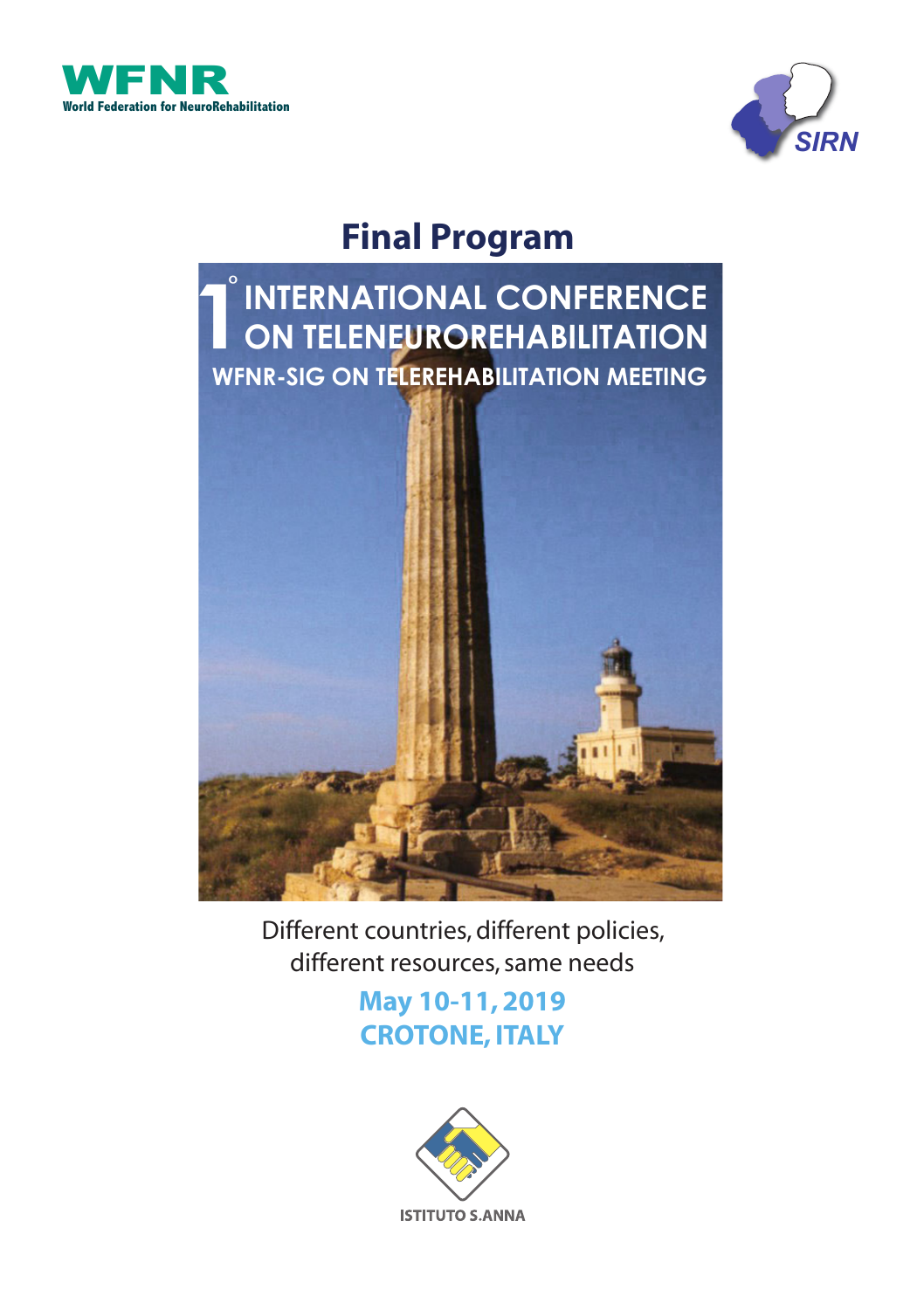WFNR
World Federation for NeuroRehabilitation

SIRN

# Final Program

## 1° INTERNATIONAL CONFERENCE ON TELENEUROREHABILITATION

### WFNR-SIG ON TELEREHABILITATION MEETING

Different countries, different policies, different resources, same needs

**May 10-11, 2019**
**CROTONE, ITALY**

ISTITUTO S.ANNA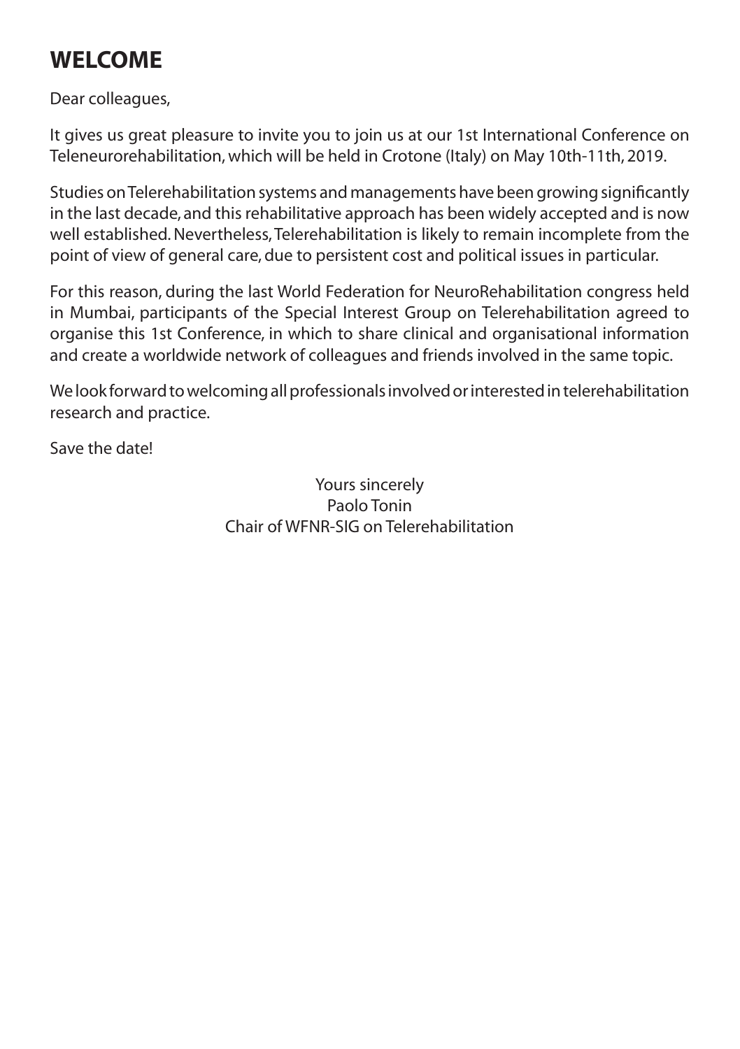# WELCOME

Dear colleagues,

It gives us great pleasure to invite you to join us at our 1st International Conference on Teleneurorehabilitation, which will be held in Crotone (Italy) on May 10th-11th, 2019.

Studies on Telerehabilitation systems and managements have been growing significantly in the last decade, and this rehabilitative approach has been widely accepted and is now well established. Nevertheless, Telerehabilitation is likely to remain incomplete from the point of view of general care, due to persistent cost and political issues in particular.

For this reason, during the last World Federation for NeuroRehabilitation congress held in Mumbai, participants of the Special Interest Group on Telerehabilitation agreed to organise this 1st Conference, in which to share clinical and organisational information and create a worldwide network of colleagues and friends involved in the same topic.

We look forward to welcoming all professionals involved or interested in telerehabilitation research and practice.

Save the date!

Yours sincerely
Paolo Tonin
Chair of WFNR-SIG on Telerehabilitation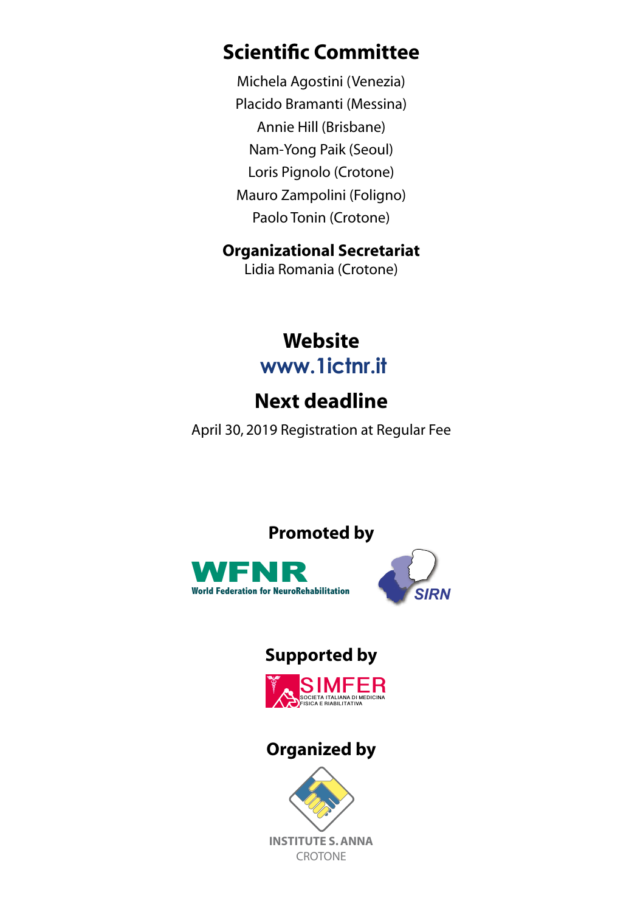## Scientific Committee

Michela Agostini (Venezia)
Placido Bramanti (Messina)
Annie Hill (Brisbane)
Nam-Yong Paik (Seoul)
Loris Pignolo (Crotone)
Mauro Zampolini (Foligno)
Paolo Tonin (Crotone)

**Organizational Secretariat**
Lidia Romania (Crotone)

## Website

www.1ictnr.it

## Next deadline

April 30, 2019 Registration at Regular Fee

### Promoted by

WFNR
World Federation for NeuroRehabilitation

SIRN

### Supported by

SIMFER
SOCIETA ITALIANA DI MEDICINA FISICA E RIABILITATIVA

### Organized by

INSTITUTE S. ANNA
CROTONE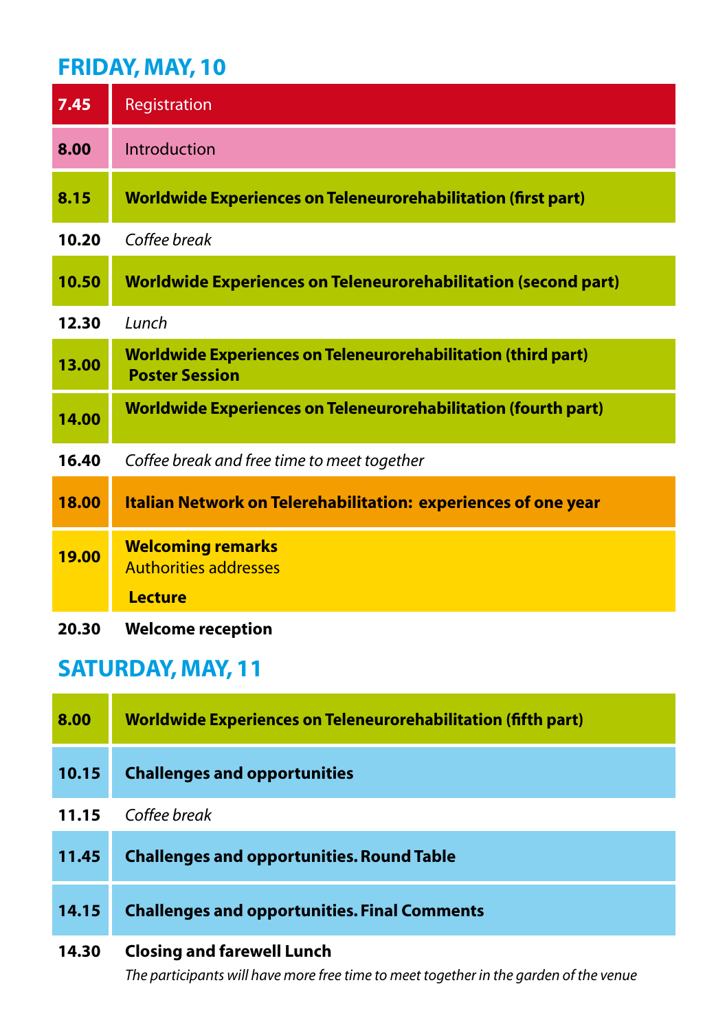## FRIDAY, MAY, 10

| | |
|---|---|
| **7.45** | Registration |
| **8.00** | Introduction |
| **8.15** | **Worldwide Experiences on Teleneurorehabilitation (first part)** |
| **10.20** | *Coffee break* |
| **10.50** | **Worldwide Experiences on Teleneurorehabilitation (second part)** |
| **12.30** | *Lunch* |
| **13.00** | **Worldwide Experiences on Teleneurorehabilitation (third part)** **Poster Session** |
| **14.00** | **Worldwide Experiences on Teleneurorehabilitation (fourth part)** |
| **16.40** | *Coffee break and free time to meet together* |
| **18.00** | **Italian Network on Telerehabilitation: experiences of one year** |
| **19.00** | **Welcoming remarks** Authorities addresses **Lecture** |
| **20.30** | **Welcome reception** |

## SATURDAY, MAY, 11

| | |
|---|---|
| **8.00** | **Worldwide Experiences on Teleneurorehabilitation (fifth part)** |
| **10.15** | **Challenges and opportunities** |
| **11.15** | *Coffee break* |
| **11.45** | **Challenges and opportunities. Round Table** |
| **14.15** | **Challenges and opportunities. Final Comments** |
| **14.30** | **Closing and farewell Lunch** *The participants will have more free time to meet together in the garden of the venue* |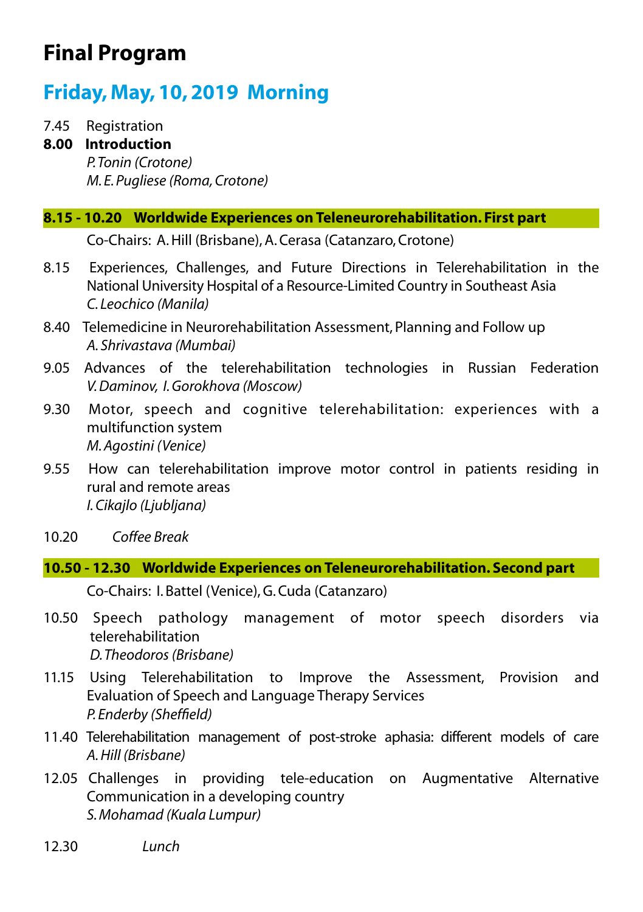# Final Program

## Friday, May, 10, 2019 Morning

7.45 Registration

**8.00 Introduction**
*P. Tonin (Crotone)*
*M. E. Pugliese (Roma, Crotone)*

### 8.15 - 10.20 Worldwide Experiences on Teleneurorehabilitation. First part

Co-Chairs: A. Hill (Brisbane), A. Cerasa (Catanzaro, Crotone)

8.15 Experiences, Challenges, and Future Directions in Telerehabilitation in the National University Hospital of a Resource-Limited Country in Southeast Asia
*C. Leochico (Manila)*

8.40 Telemedicine in Neurorehabilitation Assessment, Planning and Follow up
*A. Shrivastava (Mumbai)*

9.05 Advances of the telerehabilitation technologies in Russian Federation
*V. Daminov, I. Gorokhova (Moscow)*

9.30 Motor, speech and cognitive telerehabilitation: experiences with a multifunction system
*M. Agostini (Venice)*

9.55 How can telerehabilitation improve motor control in patients residing in rural and remote areas
*I. Cikajlo (Ljubljana)*

10.20 *Coffee Break*

### 10.50 - 12.30 Worldwide Experiences on Teleneurorehabilitation. Second part

Co-Chairs: I. Battel (Venice), G. Cuda (Catanzaro)

10.50 Speech pathology management of motor speech disorders via telerehabilitation
*D. Theodoros (Brisbane)*

11.15 Using Telerehabilitation to Improve the Assessment, Provision and Evaluation of Speech and Language Therapy Services
*P. Enderby (Sheffield)*

11.40 Telerehabilitation management of post-stroke aphasia: different models of care
*A. Hill (Brisbane)*

12.05 Challenges in providing tele-education on Augmentative Alternative Communication in a developing country
*S. Mohamad (Kuala Lumpur)*

12.30 *Lunch*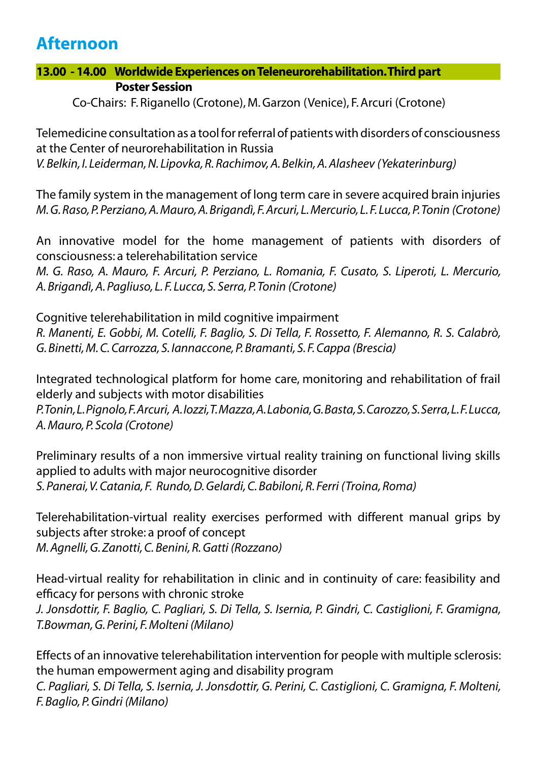## Afternoon

**13.00 - 14.00 Worldwide Experiences on Teleneurorehabilitation. Third part**
**Poster Session**
Co-Chairs: F. Riganello (Crotone), M. Garzon (Venice), F. Arcuri (Crotone)

Telemedicine consultation as a tool for referral of patients with disorders of consciousness at the Center of neurorehabilitation in Russia
*V. Belkin, I. Leiderman, N. Lipovka, R. Rachimov, A. Belkin, A. Alasheev (Yekaterinburg)*

The family system in the management of long term care in severe acquired brain injuries
*M. G. Raso, P. Perziano, A. Mauro, A. Brigandì, F. Arcuri, L. Mercurio, L. F. Lucca, P. Tonin (Crotone)*

An innovative model for the home management of patients with disorders of consciousness: a telerehabilitation service
*M. G. Raso, A. Mauro, F. Arcuri, P. Perziano, L. Romania, F. Cusato, S. Liperoti, L. Mercurio, A. Brigandì, A. Pagliuso, L. F. Lucca, S. Serra, P. Tonin (Crotone)*

Cognitive telerehabilitation in mild cognitive impairment
*R. Manenti, E. Gobbi, M. Cotelli, F. Baglio, S. Di Tella, F. Rossetto, F. Alemanno, R. S. Calabrò, G. Binetti, M. C. Carrozza, S. Iannaccone, P. Bramanti, S. F. Cappa (Brescia)*

Integrated technological platform for home care, monitoring and rehabilitation of frail elderly and subjects with motor disabilities
*P. Tonin, L. Pignolo, F. Arcuri, A. Iozzi, T. Mazza, A. Labonia, G. Basta, S. Carozzo, S. Serra, L. F. Lucca, A. Mauro, P. Scola (Crotone)*

Preliminary results of a non immersive virtual reality training on functional living skills applied to adults with major neurocognitive disorder
*S. Panerai, V. Catania, F. Rundo, D. Gelardi, C. Babiloni, R. Ferri (Troina, Roma)*

Telerehabilitation-virtual reality exercises performed with different manual grips by subjects after stroke: a proof of concept
*M. Agnelli, G. Zanotti, C. Benini, R. Gatti (Rozzano)*

Head-virtual reality for rehabilitation in clinic and in continuity of care: feasibility and efficacy for persons with chronic stroke
*J. Jonsdottir, F. Baglio, C. Pagliari, S. Di Tella, S. Isernia, P. Gindri, C. Castiglioni, F. Gramigna, T. Bowman, G. Perini, F. Molteni (Milano)*

Effects of an innovative telerehabilitation intervention for people with multiple sclerosis: the human empowerment aging and disability program
*C. Pagliari, S. Di Tella, S. Isernia, J. Jonsdottir, G. Perini, C. Castiglioni, C. Gramigna, F. Molteni, F. Baglio, P. Gindri (Milano)*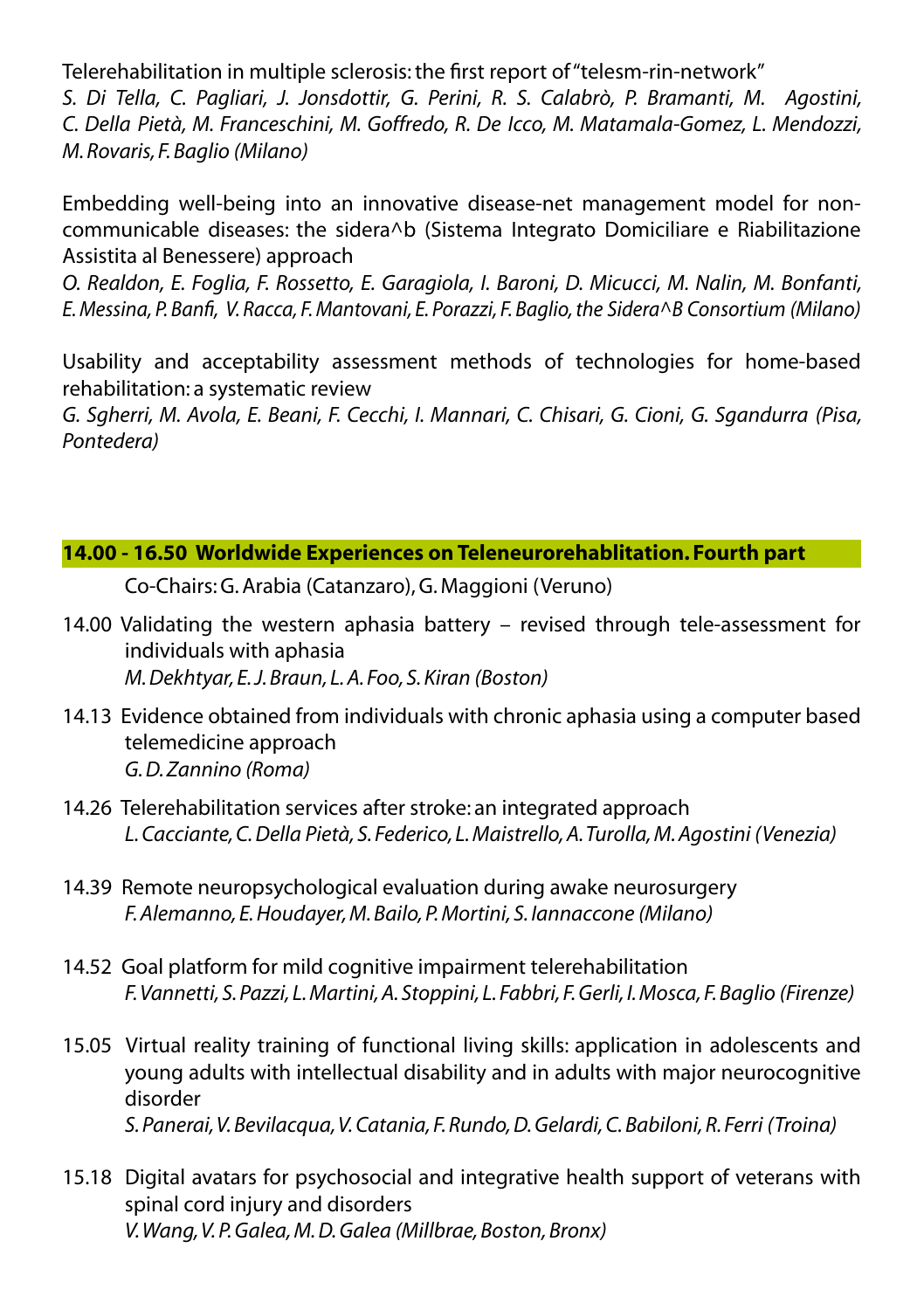Telerehabilitation in multiple sclerosis: the first report of "telesm-rin-network"
*S. Di Tella, C. Pagliari, J. Jonsdottir, G. Perini, R. S. Calabrò, P. Bramanti, M. Agostini, C. Della Pietà, M. Franceschini, M. Goffredo, R. De Icco, M. Matamala-Gomez, L. Mendozzi, M. Rovaris, F. Baglio (Milano)*

Embedding well-being into an innovative disease-net management model for non-communicable diseases: the sidera^b (Sistema Integrato Domiciliare e Riabilitazione Assistita al Benessere) approach
*O. Realdon, E. Foglia, F. Rossetto, E. Garagiola, I. Baroni, D. Micucci, M. Nalin, M. Bonfanti, E. Messina, P. Banfi, V. Racca, F. Mantovani, E. Porazzi, F. Baglio, the Sidera^B Consortium (Milano)*

Usability and acceptability assessment methods of technologies for home-based rehabilitation: a systematic review
*G. Sgherri, M. Avola, E. Beani, F. Cecchi, I. Mannari, C. Chisari, G. Cioni, G. Sgandurra (Pisa, Pontedera)*

**14.00 - 16.50 Worldwide Experiences on Teleneurorehablitation. Fourth part**

Co-Chairs: G. Arabia (Catanzaro), G. Maggioni (Veruno)

14.00 Validating the western aphasia battery – revised through tele-assessment for individuals with aphasia
*M. Dekhtyar, E. J. Braun, L. A. Foo, S. Kiran (Boston)*

14.13 Evidence obtained from individuals with chronic aphasia using a computer based telemedicine approach
*G. D. Zannino (Roma)*

14.26 Telerehabilitation services after stroke: an integrated approach
*L. Cacciante, C. Della Pietà, S. Federico, L. Maistrello, A. Turolla, M. Agostini (Venezia)*

14.39 Remote neuropsychological evaluation during awake neurosurgery
*F. Alemanno, E. Houdayer, M. Bailo, P. Mortini, S. Iannaccone (Milano)*

14.52 Goal platform for mild cognitive impairment telerehabilitation
*F. Vannetti, S. Pazzi, L. Martini, A. Stoppini, L. Fabbri, F. Gerli, I. Mosca, F. Baglio (Firenze)*

15.05 Virtual reality training of functional living skills: application in adolescents and young adults with intellectual disability and in adults with major neurocognitive disorder
*S. Panerai, V. Bevilacqua, V. Catania, F. Rundo, D. Gelardi, C. Babiloni, R. Ferri (Troina)*

15.18 Digital avatars for psychosocial and integrative health support of veterans with spinal cord injury and disorders
*V. Wang, V. P. Galea, M. D. Galea (Millbrae, Boston, Bronx)*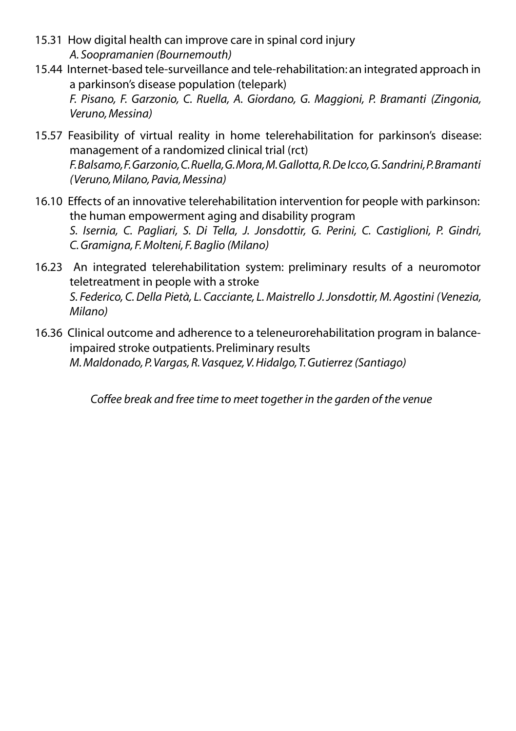15.31 How digital health can improve care in spinal cord injury
*A. Soopramanien (Bournemouth)*

15.44 Internet-based tele-surveillance and tele-rehabilitation: an integrated approach in a parkinson's disease population (telepark)
*F. Pisano, F. Garzonio, C. Ruella, A. Giordano, G. Maggioni, P. Bramanti (Zingonia, Veruno, Messina)*

15.57 Feasibility of virtual reality in home telerehabilitation for parkinson's disease: management of a randomized clinical trial (rct)
*F. Balsamo, F. Garzonio, C. Ruella, G. Mora, M. Gallotta, R. De Icco, G. Sandrini, P. Bramanti (Veruno, Milano, Pavia, Messina)*

16.10 Effects of an innovative telerehabilitation intervention for people with parkinson: the human empowerment aging and disability program
*S. Isernia, C. Pagliari, S. Di Tella, J. Jonsdottir, G. Perini, C. Castiglioni, P. Gindri, C. Gramigna, F. Molteni, F. Baglio (Milano)*

16.23 An integrated telerehabilitation system: preliminary results of a neuromotor teletreatment in people with a stroke
*S. Federico, C. Della Pietà, L. Cacciante, L. Maistrello J. Jonsdottir, M. Agostini (Venezia, Milano)*

16.36 Clinical outcome and adherence to a teleneurorehabilitation program in balance-impaired stroke outpatients. Preliminary results
*M. Maldonado, P. Vargas, R. Vasquez, V. Hidalgo, T. Gutierrez (Santiago)*

*Coffee break and free time to meet together in the garden of the venue*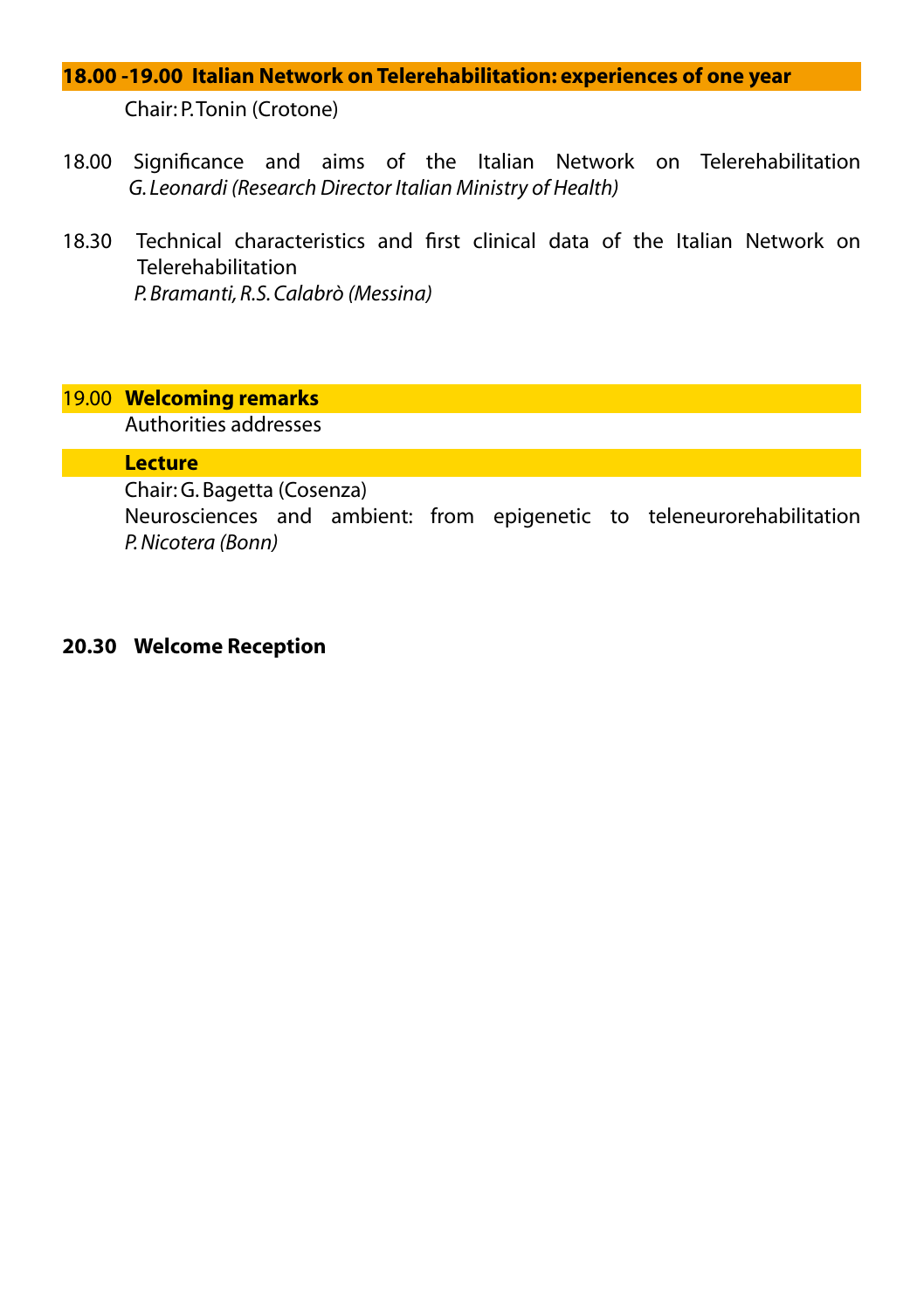## 18.00 -19.00 Italian Network on Telerehabilitation: experiences of one year

Chair: P. Tonin (Crotone)

18.00 Significance and aims of the Italian Network on Telerehabilitation
*G. Leonardi (Research Director Italian Ministry of Health)*

18.30 Technical characteristics and first clinical data of the Italian Network on Telerehabilitation
*P. Bramanti, R.S. Calabrò (Messina)*

## 19.00 Welcoming remarks

Authorities addresses

## Lecture

Chair: G. Bagetta (Cosenza)

Neurosciences and ambient: from epigenetic to teleneurorehabilitation
*P. Nicotera (Bonn)*

**20.30 Welcome Reception**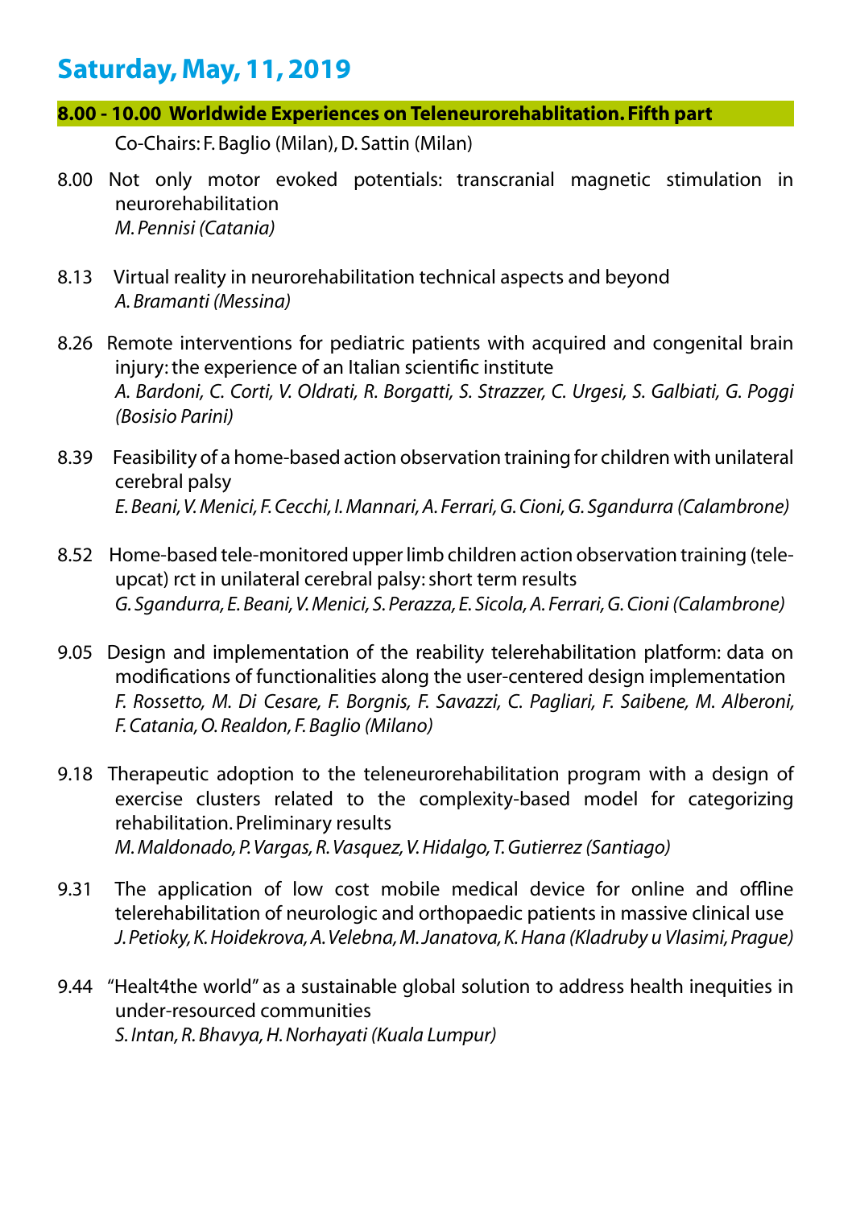## Saturday, May, 11, 2019

**8.00 - 10.00 Worldwide Experiences on Teleneurorehablitation. Fifth part**

Co-Chairs: F. Baglio (Milan), D. Sattin (Milan)

8.00 Not only motor evoked potentials: transcranial magnetic stimulation in neurorehabilitation
*M. Pennisi (Catania)*

8.13 Virtual reality in neurorehabilitation technical aspects and beyond
*A. Bramanti (Messina)*

8.26 Remote interventions for pediatric patients with acquired and congenital brain injury: the experience of an Italian scientific institute
*A. Bardoni, C. Corti, V. Oldrati, R. Borgatti, S. Strazzer, C. Urgesi, S. Galbiati, G. Poggi (Bosisio Parini)*

8.39 Feasibility of a home-based action observation training for children with unilateral cerebral palsy
*E. Beani, V. Menici, F. Cecchi, I. Mannari, A. Ferrari, G. Cioni, G. Sgandurra (Calambrone)*

8.52 Home-based tele-monitored upper limb children action observation training (tele-upcat) rct in unilateral cerebral palsy: short term results
*G. Sgandurra, E. Beani, V. Menici, S. Perazza, E. Sicola, A. Ferrari, G. Cioni (Calambrone)*

9.05 Design and implementation of the reability telerehabilitation platform: data on modifications of functionalities along the user-centered design implementation
*F. Rossetto, M. Di Cesare, F. Borgnis, F. Savazzi, C. Pagliari, F. Saibene, M. Alberoni, F. Catania, O. Realdon, F. Baglio (Milano)*

9.18 Therapeutic adoption to the teleneurorehabilitation program with a design of exercise clusters related to the complexity-based model for categorizing rehabilitation. Preliminary results
*M. Maldonado, P. Vargas, R. Vasquez, V. Hidalgo, T. Gutierrez (Santiago)*

9.31 The application of low cost mobile medical device for online and offline telerehabilitation of neurologic and orthopaedic patients in massive clinical use
*J. Petioky, K. Hoidekrova, A. Velebna, M. Janatova, K. Hana (Kladruby u Vlasimi, Prague)*

9.44 "Healt4the world" as a sustainable global solution to address health inequities in under-resourced communities
*S. Intan, R. Bhavya, H. Norhayati (Kuala Lumpur)*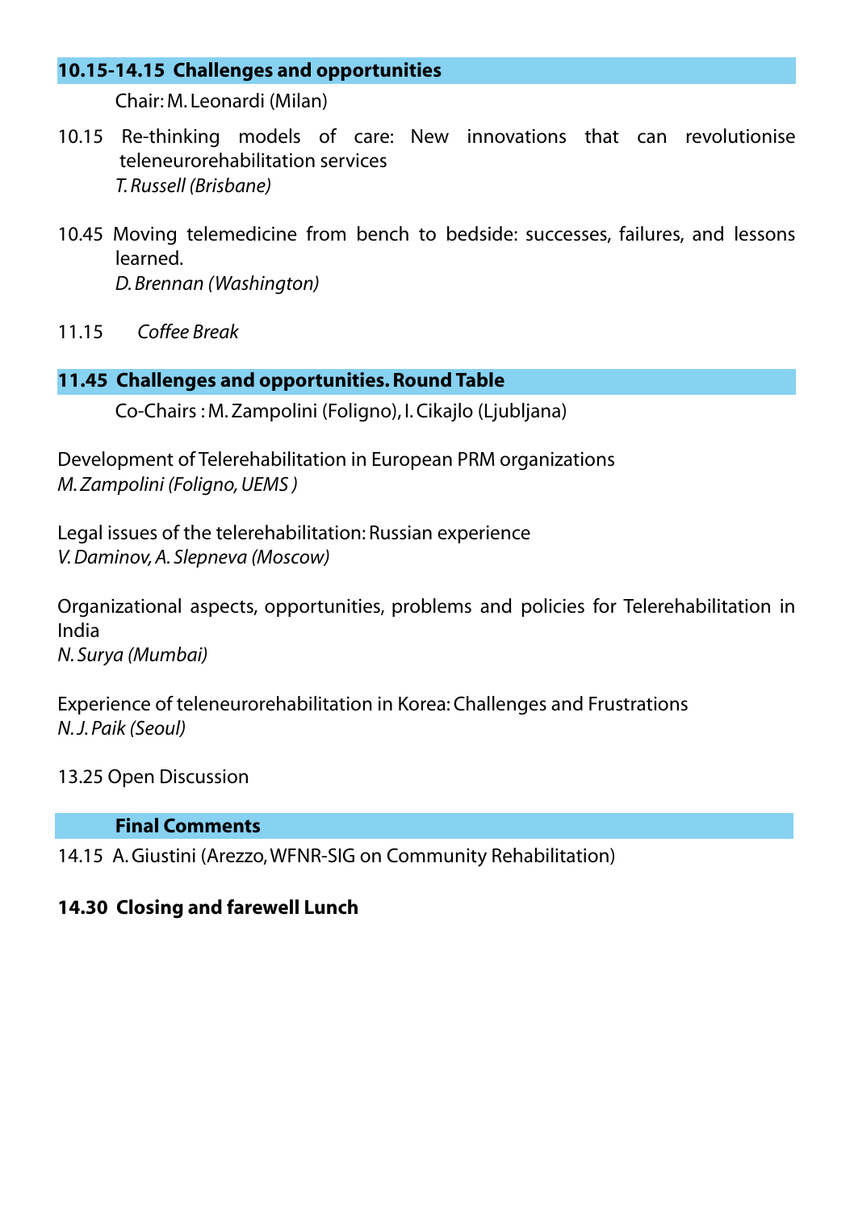## 10.15-14.15 Challenges and opportunities

Chair: M. Leonardi (Milan)

10.15 Re-thinking models of care: New innovations that can revolutionise teleneurorehabilitation services
*T. Russell (Brisbane)*

10.45 Moving telemedicine from bench to bedside: successes, failures, and lessons learned.
*D. Brennan (Washington)*

11.15 *Coffee Break*

## 11.45 Challenges and opportunities. Round Table

Co-Chairs : M. Zampolini (Foligno), I. Cikajlo (Ljubljana)

Development of Telerehabilitation in European PRM organizations
*M. Zampolini (Foligno, UEMS )*

Legal issues of the telerehabilitation: Russian experience
*V. Daminov, A. Slepneva (Moscow)*

Organizational aspects, opportunities, problems and policies for Telerehabilitation in India
*N. Surya (Mumbai)*

Experience of teleneurorehabilitation in Korea: Challenges and Frustrations
*N. J. Paik (Seoul)*

13.25 Open Discussion

## Final Comments

14.15 A. Giustini (Arezzo, WFNR-SIG on Community Rehabilitation)

**14.30 Closing and farewell Lunch**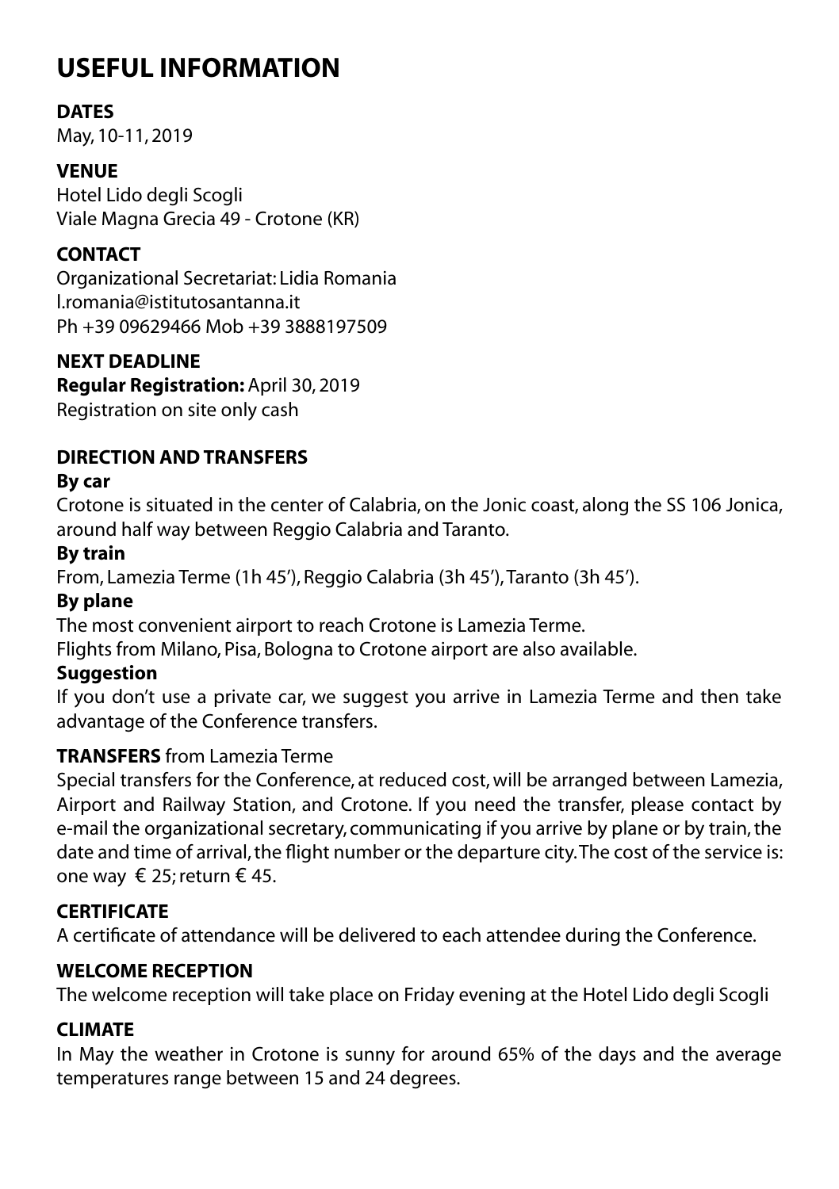# USEFUL INFORMATION

## DATES

May, 10-11, 2019

## VENUE

Hotel Lido degli Scogli
Viale Magna Grecia 49 - Crotone (KR)

## CONTACT

Organizational Secretariat: Lidia Romania
l.romania@istitutosantanna.it
Ph +39 09629466 Mob +39 3888197509

## NEXT DEADLINE

**Regular Registration:** April 30, 2019
Registration on site only cash

## DIRECTION AND TRANSFERS

**By car**

Crotone is situated in the center of Calabria, on the Jonic coast, along the SS 106 Jonica, around half way between Reggio Calabria and Taranto.

**By train**

From, Lamezia Terme (1h 45'), Reggio Calabria (3h 45'), Taranto (3h 45').

**By plane**

The most convenient airport to reach Crotone is Lamezia Terme.
Flights from Milano, Pisa, Bologna to Crotone airport are also available.

**Suggestion**

If you don't use a private car, we suggest you arrive in Lamezia Terme and then take advantage of the Conference transfers.

## TRANSFERS from Lamezia Terme

Special transfers for the Conference, at reduced cost, will be arranged between Lamezia, Airport and Railway Station, and Crotone. If you need the transfer, please contact by e-mail the organizational secretary, communicating if you arrive by plane or by train, the date and time of arrival, the flight number or the departure city. The cost of the service is: one way € 25; return € 45.

## CERTIFICATE

A certificate of attendance will be delivered to each attendee during the Conference.

## WELCOME RECEPTION

The welcome reception will take place on Friday evening at the Hotel Lido degli Scogli

## CLIMATE

In May the weather in Crotone is sunny for around 65% of the days and the average temperatures range between 15 and 24 degrees.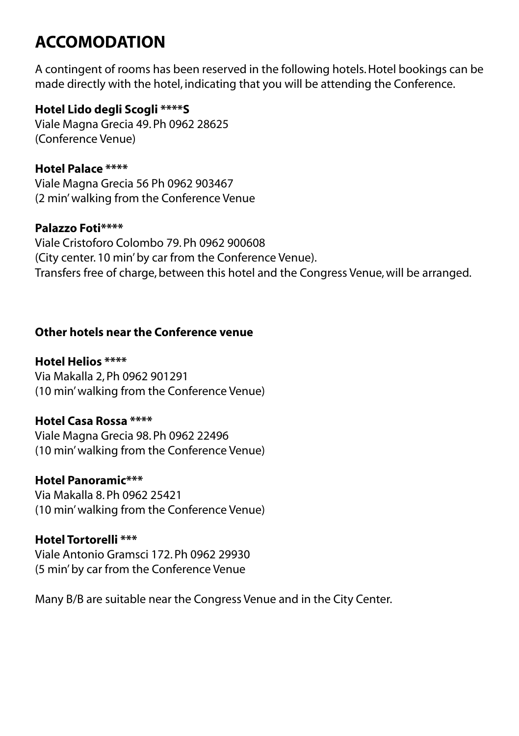# ACCOMODATION

A contingent of rooms has been reserved in the following hotels. Hotel bookings can be made directly with the hotel, indicating that you will be attending the Conference.

**Hotel Lido degli Scogli ****S**
Viale Magna Grecia 49. Ph 0962 28625
(Conference Venue)

**Hotel Palace ******
Viale Magna Grecia 56 Ph 0962 903467
(2 min' walking from the Conference Venue

**Palazzo Foti******
Viale Cristoforo Colombo 79. Ph 0962 900608
(City center. 10 min' by car from the Conference Venue).
Transfers free of charge, between this hotel and the Congress Venue, will be arranged.

**Other hotels near the Conference venue**

**Hotel Helios ******
Via Makalla 2, Ph 0962 901291
(10 min' walking from the Conference Venue)

**Hotel Casa Rossa ******
Viale Magna Grecia 98. Ph 0962 22496
(10 min' walking from the Conference Venue)

**Hotel Panoramic*****
Via Makalla 8. Ph 0962 25421
(10 min' walking from the Conference Venue)

**Hotel Tortorelli *****
Viale Antonio Gramsci 172. Ph 0962 29930
(5 min' by car from the Conference Venue

Many B/B are suitable near the Congress Venue and in the City Center.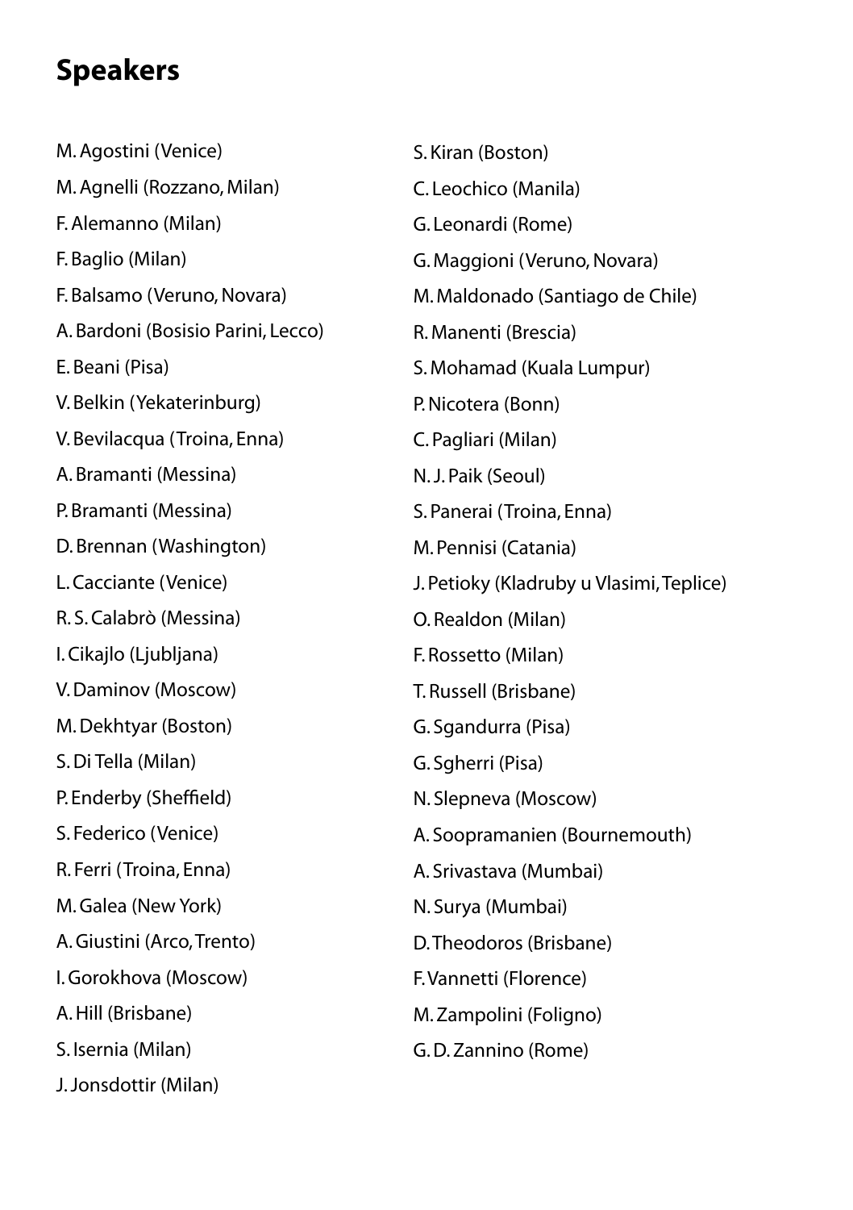# Speakers

M. Agostini (Venice)
M. Agnelli (Rozzano, Milan)
F. Alemanno (Milan)
F. Baglio (Milan)
F. Balsamo (Veruno, Novara)
A. Bardoni (Bosisio Parini, Lecco)
E. Beani (Pisa)
V. Belkin (Yekaterinburg)
V. Bevilacqua (Troina, Enna)
A. Bramanti (Messina)
P. Bramanti (Messina)
D. Brennan (Washington)
L. Cacciante (Venice)
R. S. Calabrò (Messina)
I. Cikajlo (Ljubljana)
V. Daminov (Moscow)
M. Dekhtyar (Boston)
S. Di Tella (Milan)
P. Enderby (Sheffield)
S. Federico (Venice)
R. Ferri (Troina, Enna)
M. Galea (New York)
A. Giustini (Arco, Trento)
I. Gorokhova (Moscow)
A. Hill (Brisbane)
S. Isernia (Milan)
J. Jonsdottir (Milan)
S. Kiran (Boston)
C. Leochico (Manila)
G. Leonardi (Rome)
G. Maggioni (Veruno, Novara)
M. Maldonado (Santiago de Chile)
R. Manenti (Brescia)
S. Mohamad (Kuala Lumpur)
P. Nicotera (Bonn)
C. Pagliari (Milan)
N. J. Paik (Seoul)
S. Panerai (Troina, Enna)
M. Pennisi (Catania)
J. Petioky (Kladruby u Vlasimi, Teplice)
O. Realdon (Milan)
F. Rossetto (Milan)
T. Russell (Brisbane)
G. Sgandurra (Pisa)
G. Sgherri (Pisa)
N. Slepneva (Moscow)
A. Soopramanien (Bournemouth)
A. Srivastava (Mumbai)
N. Surya (Mumbai)
D. Theodoros (Brisbane)
F. Vannetti (Florence)
M. Zampolini (Foligno)
G. D. Zannino (Rome)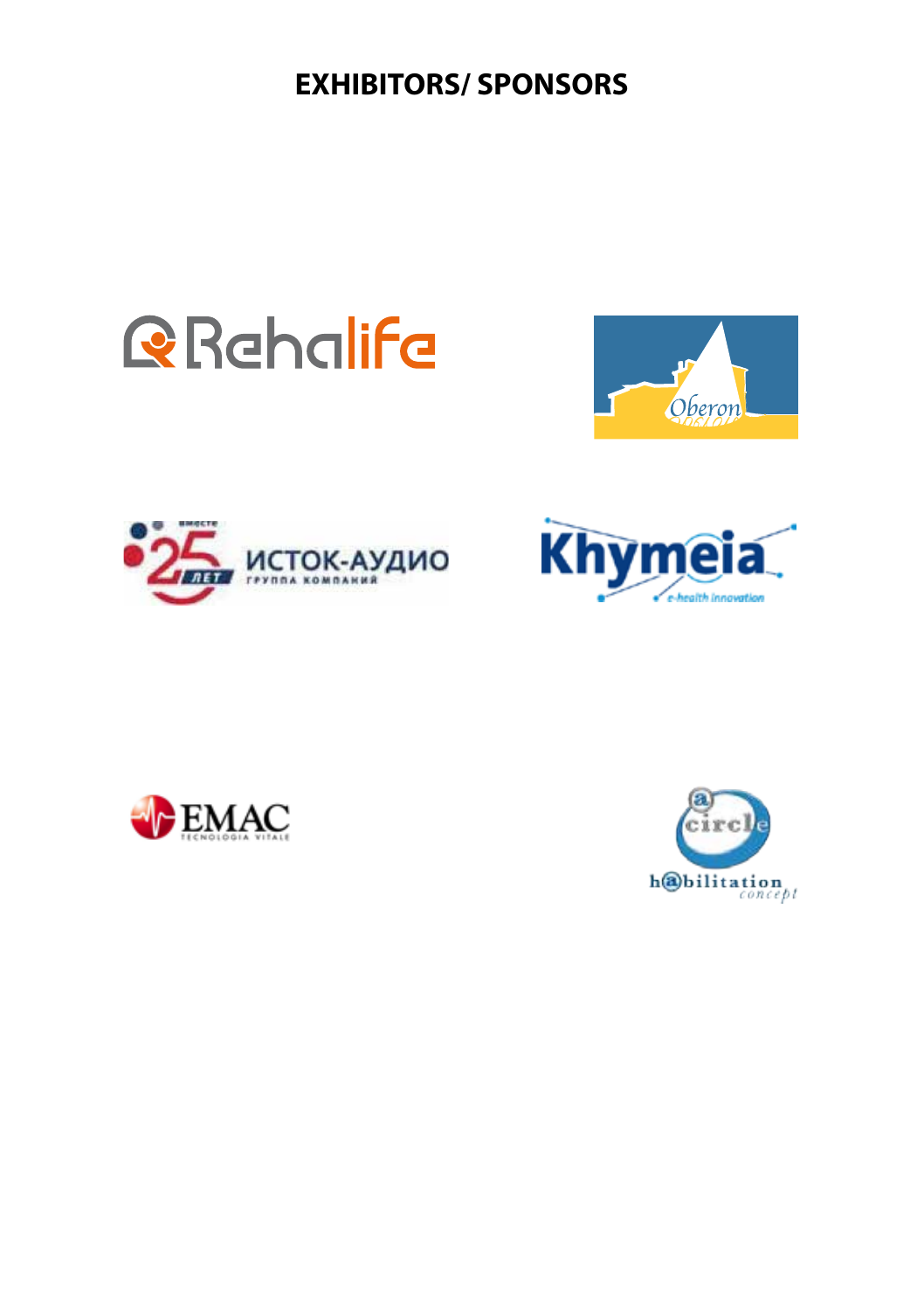# EXHIBITORS/ SPONSORS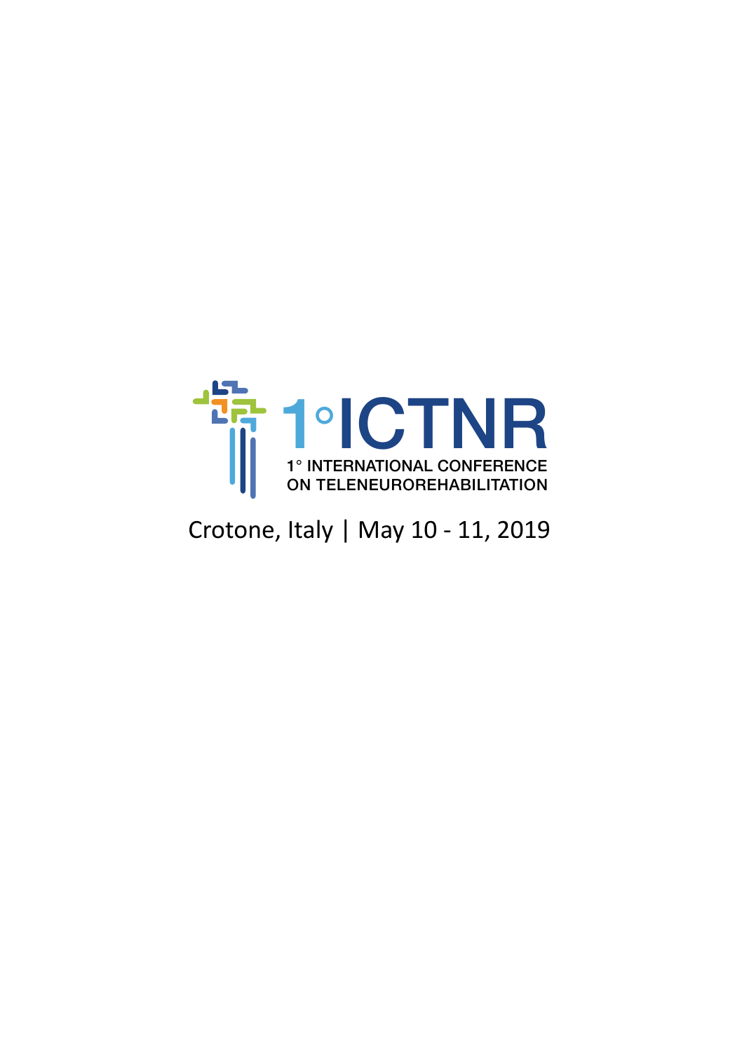1°ICTNR

1° INTERNATIONAL CONFERENCE ON TELENEUROREHABILITATION

Crotone, Italy | May 10 - 11, 2019